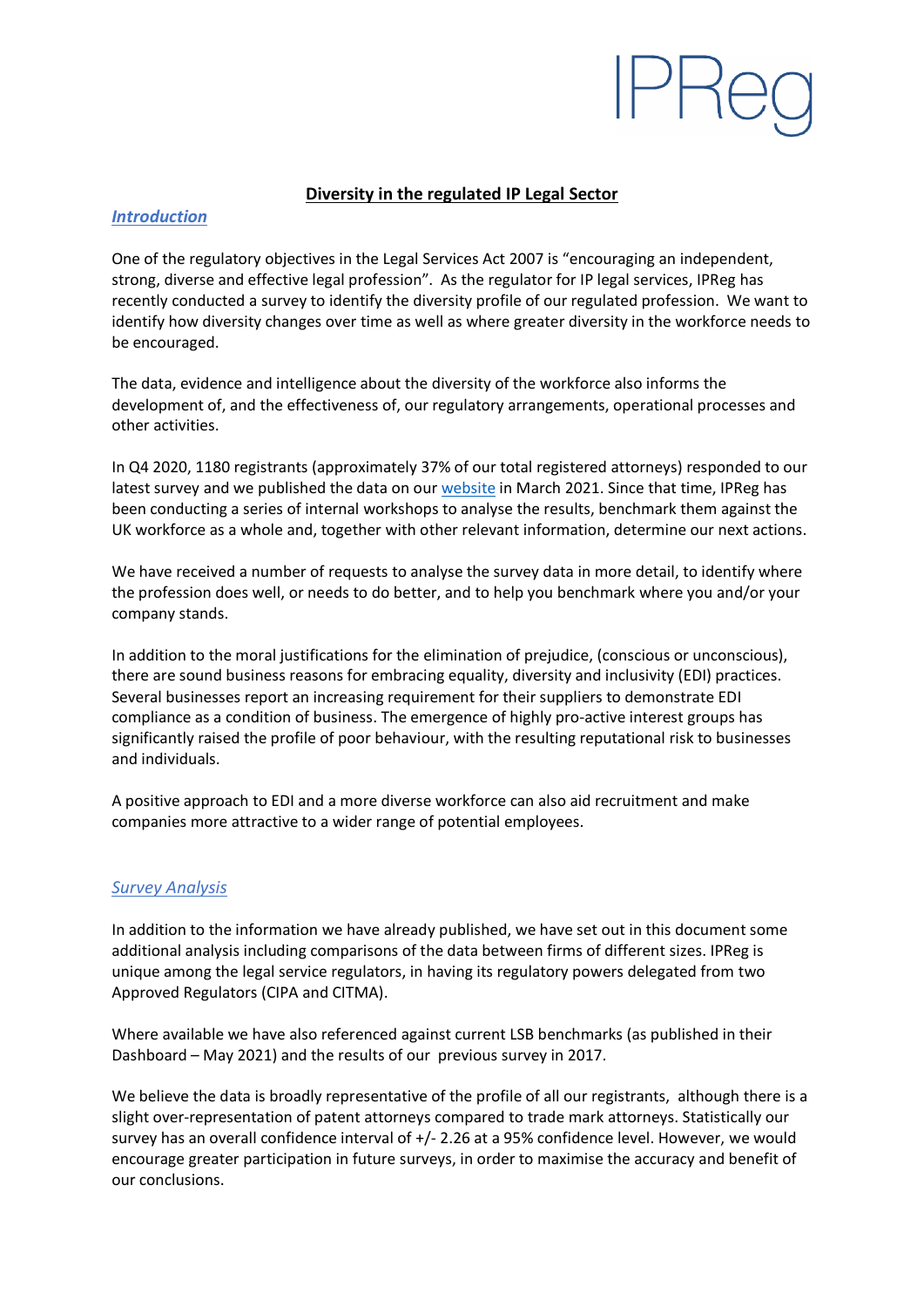# Diversity in the regulated IP Legal Sector

## *Introduction*

One of the regulatory objectives in the Legal Services Act 2007 is "encouraging an independent, strong, diverse and effective legal profession". As the regulator for IP legal services, IPReg has recently conducted a survey to identify the diversity profile of our regulated profession. We want to identify how diversity changes over time as well as where greater diversity in the workforce needs to be encouraged.

The data, evidence and intelligence about the diversity of the workforce also informs the development of, and the effectiveness of, our regulatory arrangements, operational processes and other activities.

In Q4 2020, 1180 registrants (approximately 37% of our total registered attorneys) responded to our latest survey and we published the data on our website in March 2021. Since that time, IPReg has been conducting a series of internal workshops to analyse the results, benchmark them against the UK workforce as a whole and, together with other relevant information, determine our next actions.

We have received a number of requests to analyse the survey data in more detail, to identify where the profession does well, or needs to do better, and to help you benchmark where you and/or your company stands.

In addition to the moral justifications for the elimination of prejudice, (conscious or unconscious), there are sound business reasons for embracing equality, diversity and inclusivity (EDI) practices. Several businesses report an increasing requirement for their suppliers to demonstrate EDI compliance as a condition of business. The emergence of highly pro-active interest groups has significantly raised the profile of poor behaviour, with the resulting reputational risk to businesses and individuals.

A positive approach to EDI and a more diverse workforce can also aid recruitment and make companies more attractive to a wider range of potential employees.

## *Survey Analysis*

In addition to the information we have already published, we have set out in this document some additional analysis including comparisons of the data between firms of different sizes. IPReg is unique among the legal service regulators, in having its regulatory powers delegated from two Approved Regulators (CIPA and CITMA).

Where available we have also referenced against current LSB benchmarks (as published in their Dashboard – May 2021) and the results of our previous survey in 2017.

We believe the data is broadly representative of the profile of all our registrants, although there is a slight over-representation of patent attorneys compared to trade mark attorneys. Statistically our survey has an overall confidence interval of +/- 2.26 at a 95% confidence level. However, we would encourage greater participation in future surveys, in order to maximise the accuracy and benefit of our conclusions.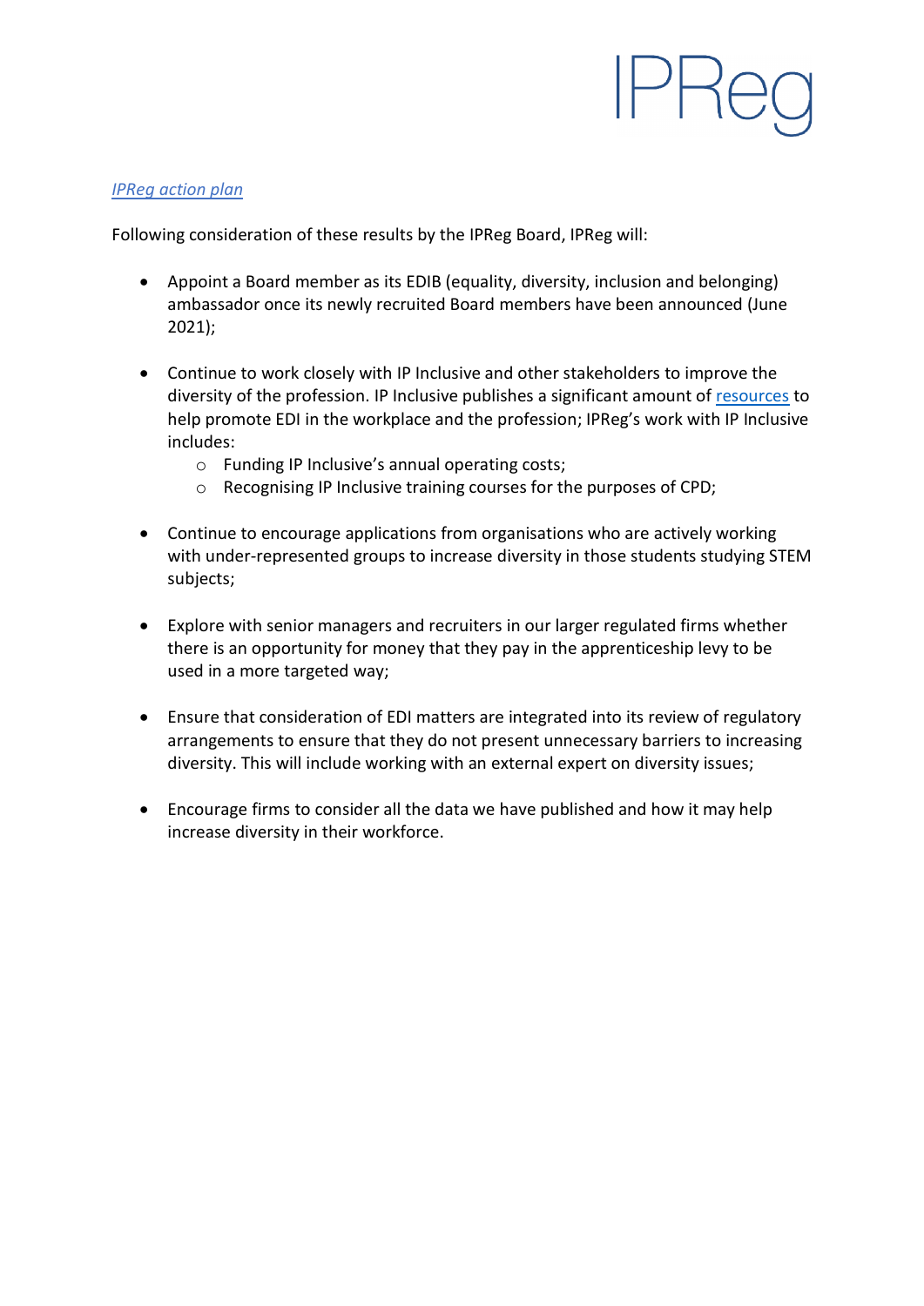*IPReg action plan*

Following consideration of these results by the IPReg Board, IPReg will:

- Appoint a Board member as its EDIB (equality, diversity, inclusion and belonging) ambassador once its newly recruited Board members have been announced (June 2021);

- Continue to work closely with IP Inclusive and other stakeholders to improve the diversity of the profession. IP Inclusive publishes a significant amount of resources to help promote EDI in the workplace and the profession; IPReg's work with IP Inclusive includes:
  - Funding IP Inclusive's annual operating costs;
  - Recognising IP Inclusive training courses for the purposes of CPD;

- Continue to encourage applications from organisations who are actively working with under-represented groups to increase diversity in those students studying STEM subjects;

- Explore with senior managers and recruiters in our larger regulated firms whether there is an opportunity for money that they pay in the apprenticeship levy to be used in a more targeted way;

- Ensure that consideration of EDI matters are integrated into its review of regulatory arrangements to ensure that they do not present unnecessary barriers to increasing diversity. This will include working with an external expert on diversity issues;

- Encourage firms to consider all the data we have published and how it may help increase diversity in their workforce.